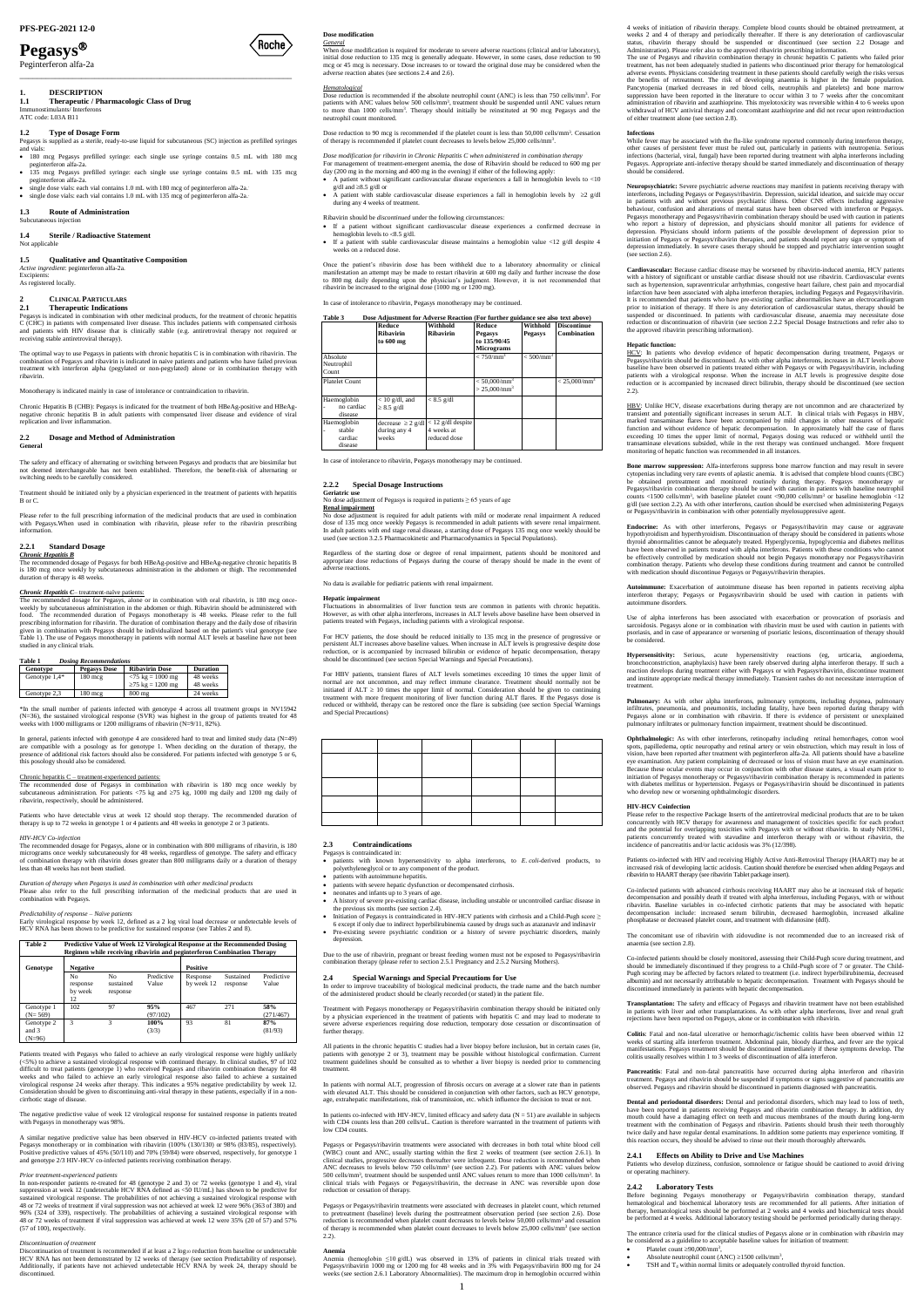PFS-PEG-2021 12-0

# Pegasys®

Peginterferon alfa-2a

## 1. DESCRIPTION

### 1.1 Therapeutic / Pharmacologic Class of Drug

Immunostimulants/ Interferons

ATC code: L03A B11

### 1.2 Type of Dosage Form

Pegasys is supplied as a sterile, ready-to-use liquid for subcutaneous (SC) injection as prefilled syringes and vials:

- 180 mcg Pegasys prefilled syringe: each single use syringe contains 0.5 mL with 180 mcg peginterferon alfa-2a.
- 135 mcg Pegasys prefilled syringe: each single use syringe contains 0.5 mL with 135 mcg peginterferon alfa-2a.
- single dose vials: each vial contains 1.0 mL with 180 mcg of peginterferon alfa-2a.
- single dose vials: each vial contains 1.0 mL with 135 mcg of peginterferon alfa-2a.

### 1.3 Route of Administration

Subcutaneous injection

### 1.4 Sterile / Radioactive Statement

Not applicable

### 1.5 Qualitative and Quantitative Composition

*Active ingredient:* peginterferon alfa-2a.

Excipients:

As registered locally.

## 2 CLINICAL PARTICULARS

### 2.1 Therapeutic Indications

Pegasys is indicated in combination with other medicinal products, for the treatment of chronic hepatitis C (CHC) in patients with compensated liver disease. This includes patients with compensated cirrhosis and patients with HIV disease that is clinically stable (e.g. antiretroviral therapy not required or receiving stable antiretroviral therapy).

The optimal way to use Pegasys in patients with chronic hepatitis C is in combination with ribavirin. The combination of Pegasys and ribavirin is indicated in naïve patients and patients who have failed previous treatment with interferon alpha (pegylated or non-pegylated) alone or in combination therapy with ribavirin.

Monotherapy is indicated mainly in case of intolerance or contraindication to ribavirin.

Chronic Hepatitis B (CHB): Pegasys is indicated for the treatment of both HBeAg-positive and HBeAg-negative chronic hepatitis B in adult patients with compensated liver disease and evidence of viral replication and liver inflammation.

### 2.2 Dosage and Method of Administration

**General**

The safety and efficacy of alternating or switching between Pegasys and products that are biosimilar but not deemed interchangeable has not been established. Therefore, the benefit-risk of alternating or switching needs to be carefully considered.

Treatment should be initiated only by a physician experienced in the treatment of patients with hepatitis B or C.

Please refer to the full prescribing information of the medicinal products that are used in combination with Pegasys.When used in combination with ribavirin, please refer to the ribavirin prescribing information.

#### 2.2.1 Standard Dosage

***Chronic Hepatitis B***

The recommended dosage of Pegasys for both HBeAg-positive and HBeAg-negative chronic hepatitis B is 180 mcg once weekly by subcutaneous administration in the abdomen or thigh. The recommended duration of therapy is 48 weeks.

***Chronic Hepatitis C*** *- treatment-naïve patients:*

The recommended dosage for Pegasys, alone or in combination with oral ribavirin, is 180 mcg once-weekly by subcutaneous administration in the abdomen or thigh. Ribavirin should be administered with food. The recommended duration of Pegasys monotherapy is 48 weeks. Please refer to the full prescribing information for ribavirin. The duration of combination therapy and the daily dose of ribavirin given in combination with Pegasys should be individualized based on the patient's viral genotype (see Table 1). The use of Pegasys monotherapy in patients with normal ALT levels at baseline have not been studied in any clinical trials.

**Table 1 Dosing Recommendations**

| Genotype | Pegasys Dose | Ribavirin Dose | Duration |
|---|---|---|---|
| Genotype 1,4* | 180 mcg | <75 kg = 1000 mg | 48 weeks |
| | | ≥75 kg = 1200 mg | 48 weeks |
| Genotype 2,3 | 180 mcg | 800 mg | 24 weeks |

*In the small number of patients infected with genotype 4 across all treatment groups in NV15942 (N=36), the sustained virological response (SVR) was highest in the group of patients treated for 48 weeks with 1000 milligrams or 1200 milligrams of ribavirin (N=9/11, 82%).

In general, patients infected with genotype 4 are considered hard to treat and limited study data (N=49) are compatible with a posology as for genotype 1. When deciding on the duration of therapy, the presence of additional risk factors should also be considered. For patients infected with genotype 5 or 6, this posology should also be considered.

Chronic hepatitis C – treatment-experienced patients:

The recommended dose of Pegasys in combination with ribavirin is 180 mcg once weekly by subcutaneous administration. For patients <75 kg and ≥75 kg, 1000 mg daily and 1200 mg daily of ribavirin, respectively, should be administered.

Patients who have detectable virus at week 12 should stop therapy. The recommended duration of therapy is up to 72 weeks in genotype 1 or 4 patients and 48 weeks in genotype 2 or 3 patients.

*HIV-HCV Co-infection*

The recommended dosage for Pegasys, alone or in combination with 800 milligrams of ribavirin, is 180 micrograms once weekly subcutaneously for 48 weeks, regardless of genotype. The safety and efficacy of combination therapy with ribavirin doses greater than 800 milligrams daily or a duration of therapy less than 48 weeks has not been studied.

*Duration of therapy when Pegasys is used in combination with other medicinal products*

Please also refer to the full prescribing information of the medicinal products that are used in combination with Pegasys.

*Predictability of response – Naïve patients*

Early virological response by week 12, defined as a 2 log viral load decrease or undetectable levels of HCV RNA has been shown to be predictive for sustained response (see Tables 2 and 8).

**Table 2 Predictive Value of Week 12 Virological Response at the Recommended Dosing Regimen while receiving ribavirin and peginterferon Combination Therapy**

| Genotype | Negative | | | Positive | | |
|---|---|---|---|---|---|---|
| | No response by week 12 | No sustained response | Predictive Value | Response by week 12 | Sustained response | Predictive Value |
| Genotype 1 (N= 569) | 102 | 97 | 95% (97/102) | 467 | 271 | 58% (271/467) |
| Genotype 2 and 3 (N=96) | 3 | 3 | 100% (3/3) | 93 | 81 | 87% (81/93) |

Patients treated with Pegasys who failed to achieve an early virological response were highly unlikely (<5%) to achieve a sustained virological response with continued therapy. In clinical studies, 97 of 102 difficult to treat patients (genotype 1) who received Pegasys and ribavirin combination therapy for 48 weeks and who failed to achieve an early virological response also failed to achieve a sustained virological response 24 weeks after therapy. This indicates a 95% negative predictability by week 12. Consideration should be given to discontinuing anti-viral therapy in these patients, especially if in a non-cirrhotic stage of disease.

The negative predictive value of week 12 virological response for sustained response in patients treated with Pegasys in monotherapy was 98%.

A similar negative predictive value has been observed in HIV-HCV co-infected patients treated with Pegasys monotherapy or in combination with ribavirin (100% (130/130) or 98% (83/85), respectively). Positive predictive values of 45% (50/110) and 70% (59/84) were observed, respectively, for genotype 1 and genotype 2/3 HIV-HCV co-infected patients receiving combination therapy.

*Prior treatment-experienced patients*

In non-responder patients re-treated for 48 (genotype 2 and 3) or 72 weeks (genotype 1 and 4), viral suppression at week 12 (undetectable HCV RNA defined as <50 IU/mL) has shown to be predictive for sustained virological response. The probabilities of not achieving a sustained virological response with 48 or 72 weeks of treatment if viral suppression was not achieved at week 12 were 96% (363 of 380) and 96% (324 of 339), respectively. The probabilities of achieving a sustained virological response with 48 or 72 weeks of treatment if viral suppression was achieved at week 12 were 35% (20 of 57) and 57% (57 of 100), respectively.

*Discontinuation of treatment*

Discontinuation of treatment is recommended if at least a 2 $\log_{10}$ reduction from baseline or undetectable HCV RNA has not been demonstrated by 12 weeks of therapy (see section Predictability of response). Additionally, if patients have not achieved undetectable HCV RNA by week 24, therapy should be discontinued.

**Dose modification**

*General*

When dose modification is required for moderate to severe adverse reactions (clinical and/or laboratory), initial dose reduction to 135 mcg is generally adequate. However, in some cases, dose reduction to 90 mcg or 45 mcg is necessary. Dose increases to or toward the original dose may be considered when the adverse reaction abates (see sections 2.4 and 2.6).

*Hematological*

Dose reduction is recommended if the absolute neutrophil count (ANC) is less than 750 cells/mm³. For patients with ANC values below 500 cells/mm³, treatment should be suspended until ANC values return to more than 1000 cells/mm³. Therapy should initially be reinstituted at 90 mcg Pegasys and the neutrophil count monitored.

Dose reduction to 90 mcg is recommended if the platelet count is less than 50,000 cells/mm³. Cessation of therapy is recommended if platelet count decreases to levels below 25,000 cells/mm³.

*Dose modification for ribavirin in Chronic Hepatitis C when administered in combination therapy*

For management of treatment-emergent anemia, the dose of Ribavirin should be reduced to 600 mg per day (200 mg in the morning and 400 mg in the evening) if either of the following apply:

- A patient without significant cardiovascular disease experiences a fall in hemoglobin levels to <10 g/dl and ≥8.5 g/dl or
- A patient with stable cardiovascular disease experiences a fall in hemoglobin levels by ≥2 g/dl during any 4 weeks of treatment.

Ribavirin should be discontinued under the following circumstances:

- If a patient without significant cardiovascular disease experiences a confirmed decrease in hemoglobin levels to <8.5 g/dl.
- If a patient with stable cardiovascular disease maintains a hemoglobin value <12 g/dl despite 4 weeks on a reduced dose.

Once the patient's ribavirin dose has been withheld due to a laboratory abnormality or clinical manifestation an attempt may be made to restart ribavirin at 600 mg daily and further increase the dose to 800 mg daily depending upon the physician's judgment. However, it is not recommended that ribavirin be increased to the original dose (1000 mg or 1200 mg).

In case of intolerance to ribavirin, Pegasys monotherapy may be continued.

**Table 3 Dose Adjustment for Adverse Reaction (For further guidance see also text above)**

| | Reduce Ribavirin to 600 mg | Withhold Ribavirin | Reduce Pegasys to 135/90/45 Micrograms | Withhold Pegasys | Discontinue Combination |
|---|---|---|---|---|---|
| Absolute Neutrophil Count | | | < 750/mm³ | < 500/mm³ | |
| Platelet Count | | | < 50,000/mm³ > 25,000/mm³ | | < 25,000/mm³ |
| Haemoglobin - no cardiac disease | < 10 g/dl, and ≥ 8.5 g/dl | < 8.5 g/dl | | | |
| Haemoglobin - stable cardiac disease | decrease ≥ 2 g/dl during any 4 weeks | < 12 g/dl despite 4 weeks at reduced dose | | | |

In case of intolerance to ribavirin, Pegasys monotherapy may be continued.

#### 2.2.2 Special Dosage Instructions

**Geriatric use**

No dose adjustment of Pegasys is required in patients ≥ 65 years of age

**Renal impairment**

No dose adjustment is required for adult patients with mild or moderate renal impairment A reduced dose of 135 mcg once weekly Pegasys is recommended in adult patients with severe renal impairment. In adult patients with end stage renal disease, a starting dose of Pegasys 135 mcg once weekly should be used (see section 3.2.5 Pharmacokinetic and Pharmacodynamics in Special Populations).

Regardless of the starting dose or degree of renal impairment, patients should be monitored and appropriate dose reductions of Pegasys during the course of therapy should be made in the event of adverse reactions.

No data is available for pediatric patients with renal impairment.

**Hepatic impairment**

Fluctuations in abnormalities of liver function tests are common in patients with chronic hepatitis. However, as with other alpha interferons, increases in ALT levels above baseline have been observed in patients treated with Pegasys, including patients with a virological response.

For HCV patients, the dose should be reduced initially to 135 mcg in the presence of progressive or persistent ALT increases above baseline values. When increase in ALT levels is progressive despite dose reduction, or is accompanied by increased bilirubin or evidence of hepatic decompensation, therapy should be discontinued (see section Special Warnings and Special Precautions).

For HBV patients, transient flares of ALT levels sometimes exceeding 10 times the upper limit of normal are not uncommon, and may reflect immune clearance. Treatment should normally not be initiated if ALT ≥ 10 times the upper limit of normal. Consideration should be given to continuing treatment with more frequent monitoring of liver function during ALT flares. If the Pegasys dose is reduced or withheld, therapy can be restored once the flare is subsiding (see section Special Warnings and Special Precautions)

### 2.3 Contraindications

Pegasys is contraindicated in:

- patients with known hypersensitivity to alpha interferons, to *E. coli*-derived products, to polyethyleneglycol or to any other component of the product.
- patients with autoimmune hepatitis.
- patients with severe hepatic dysfunction or decompensated cirrhosis.
- neonates and infants up to 3 years of age.
- A history of severe pre-existing cardiac disease, including unstable or uncontrolled cardiac disease in the previous six months (see section 2.4).
- Initiation of Pegasys is contraindicated in HIV–HCV patients with cirrhosis and a Child-Pugh score ≥ 6 except if only due to indirect hyperbilirubinemia caused by drugs such as atazanavir and indinavir
- Pre-existing severe psychiatric condition or a history of severe psychiatric disorders, mainly depression.

Due to the use of ribavirin, pregnant or breast feeding women must not be exposed to Pegasys/ribavirin combination therapy (please refer to section 2.5.1 Pregnancy and 2.5.2 Nursing Mothers).

### 2.4 Special Warnings and Special Precautions for Use

In order to improve traceability of biological medicinal products, the trade name and the batch number of the administered product should be clearly recorded (or stated) in the patient file.

Treatment with Pegasys monotherapy or Pegasys/ribavirin combination therapy should be initiated only by a physician experienced in the treatment of patients with hepatitis C and may lead to moderate to severe adverse experiences requiring dose reduction, temporary dose cessation or discontinuation of further therapy.

All patients in the chronic hepatitis C studies had a liver biopsy before inclusion, but in certain cases (ie, patients with genotype 2 or 3), treatment may be possible without histological confirmation. Current treatment guidelines should be consulted as to whether a liver biopsy is needed prior to commencing treatment.

In patients with normal ALT, progression of fibrosis occurs on average at a slower rate than in patients with elevated ALT. This should be considered in conjunction with other factors, such as HCV genotype, age, extrahepatic manifestations, risk of transmission, etc. which influence the decision to treat or not.

In patients co-infected with HIV-HCV, limited efficacy and safety data (N = 51) are available in subjects with CD4 counts less than 200 cells/uL. Caution is therefore warranted in the treatment of patients with low CD4 counts.

Pegasys or Pegasys/ribavirin treatments were associated with decreases in both total white blood cell (WBC) count and ANC, usually starting within the first 2 weeks of treatment (see section 2.6.1). In clinical studies, progressive decreases thereafter were infrequent. Dose reduction is recommended when ANC decreases to levels below 750 cells/mm³ (see section 2.2). For patients with ANC values below 500 cells/mm³, treatment should be suspended until ANC values return to more than 1000 cells/mm³. In clinical trials with Pegasys or Pegasys/ribavirin, the decrease in ANC was reversible upon dose reduction or cessation of therapy.

Pegasys or Pegasys/ribavirin treatments were associated with decreases in platelet count, which returned to pretreatment (baseline) levels during the posttreatment observation period (see section 2.6). Dose reduction is recommended when platelet count decreases to levels below 50,000 cells/mm³ and cessation of therapy is recommended when platelet count decreases to levels below 25,000 cells/mm³ (see section 2.2).

**Anemia**

Anemia (hemoglobin ≤10 g/dL) was observed in 13% of patients in clinical trials treated with Pegasys/ribavirin 1000 mg or 1200 mg for 48 weeks and in 3% with Pegasys/ribavirin 800 mg for 24 weeks (see section 2.6.1 Laboratory Abnormalities). The maximum drop in hemoglobin occurred within 4 weeks of initiation of ribavirin therapy. Complete blood counts should be obtained pretreatment, at weeks 2 and 4 of therapy and periodically thereafter. If there is any deterioration of cardiovascular status, ribavirin therapy should be suspended or discontinued (see section 2.2 Dosage and Administration). Please refer also to the approved ribavirin prescribing information.

The use of Pegasys and ribavirin combination therapy in chronic hepatitis C patients who failed prior treatment, has not been adequately studied in patients who discontinued prior therapy for hematological adverse events. Physicians considering treatment in these patients should carefully weigh the risks versus the benefits of retreatment. The risk of developing anaemia is higher in the female population. Pancytopenia (marked decreases in red blood cells, neutrophils and platelets) and bone marrow suppression have been reported in the literature to occur within 3 to 7 weeks after the concomitant administration of ribavirin and azathioprine. This myelotoxicity was reversible within 4 to 6 weeks upon withdrawal of HCV antiviral therapy and concomitant azathioprine and did not recur upon reintroduction of either treatment alone (see section 2.8).

**Infections**

While fever may be associated with the flu-like syndrome reported commonly during interferon therapy, other causes of persistent fever must be ruled out, particularly in patients with neutropenia. Serious infections (bacterial, viral, fungal) have been reported during treatment with alpha interferons including Pegasys. Appropriate anti-infective therapy should be started immediately and discontinuation of therapy should be considered.

**Neuropsychiatric:** Severe psychiatric adverse reactions may manifest in patients receiving therapy with interferons, including Pegasys or Pegasys/ribavirin. Depression, suicidal ideation, and suicide may occur in patients with and without previous psychiatric illness. Other CNS effects including aggressive behaviour, confusion and alterations of mental status have been observed with interferon or Pegasys. Pegasys monotherapy and Pegasys/ribavirin combination therapy should be used with caution in patients who report a history of depression, and physicians should monitor all patients for evidence of depression. Physicians should inform patients of the possible development of depression prior to initiation of Pegasys or Pegasys/ribavirin therapies, and patients should report any sign or symptom of depression immediately. In severe cases therapy should be stopped and psychiatric intervention sought (see section 2.6).

**Cardiovascular:** Because cardiac disease may be worsened by ribavirin-induced anemia, HCV patients with a history of significant or unstable cardiac disease should not use ribavirin. Cardiovascular events such as hypertension, supraventricular arrhythmias, congestive heart failure, chest pain and myocardial infarction have been associated with alpha interferon therapies, including Pegasys and Pegasys/ribavirin. It is recommended that patients who have pre-existing cardiac abnormalities have an electrocardiogram prior to initiation of therapy. If there is any deterioration of cardiovascular status, therapy should be suspended or discontinued. In patients with cardiovascular disease, anaemia may necessitate dose reduction or discontinuation of ribavirin (see section 2.2.2 Special Dosage Instructions and refer also to the approved ribavirin prescribing information).

**Hepatic function:**

HCV: In patients who develop evidence of hepatic decompensation during treatment, Pegasys or Pegasys/ribavirin should be discontinued. As with other alpha interferons, increases in ALT levels above baseline have been observed in patients treated either with Pegasys or with Pegasys/ribavirin, including patients with a virological response. When the increase in ALT levels is progressive despite dose reduction or is accompanied by increased direct bilirubin, therapy should be discontinued (see section 2.2).

HBV: Unlike HCV, disease exacerbations during therapy are not uncommon and are characterized by transient and potentially significant increases in serum ALT. In clinical trials with Pegasys in HBV, marked transaminase flares have been accompanied by mild changes in other measures of hepatic function and without evidence of hepatic decompensation. In approximately half the case of flares exceeding 10 times the upper limit of normal, Pegasys dosing was reduced or withheld until the transaminase elevations subsided, while in the rest therapy was continued unchanged. More frequent monitoring of hepatic function was recommended in all instances.

**Bone marrow suppression:** Alfa-interferons suppress bone marrow function and may result in severe cytopenias including very rare events of aplastic anemia. It is advised that complete blood counts (CBC) be obtained pretreatment and monitored routinely during therapy. Pegasys monotherapy or Pegasys/ribavirin combination therapy should be used with caution in patients with baseline neutrophil counts <1500 cells/mm³, with baseline platelet count <90,000 cells/mm³ or baseline hemoglobin <12 g/dl (see section 2.2). As with other interferons, caution should be exercised when administering Pegasys or Pegasys/ribavirin in combination with other potentially myelosuppressive agent.

**Endocrine:** As with other interferons, Pegasys or Pegasys/ribavirin may cause or aggravate hypothyroidism and hyperthyroidism. Discontinuation of therapy should be considered in patients whose thyroid abnormalities cannot be adequately treated. Hyperglycemia, hypoglycemia and diabetes mellitus have been observed in patients treated with alpha interferons. Patients with these conditions who cannot be effectively controlled by medication should not begin Pegasys monotherapy nor Pegasys/ribavirin combination therapy. Patients who develop these conditions during treatment and cannot be controlled with medication should discontinue Pegasys or Pegasys/ribavirin therapies.

**Autoimmune:** Exacerbation of autoimmune disease has been reported in patients receiving alpha interferon therapy; Pegasys or Pegasys/ribavirin should be used with caution in patients with autoimmune disorders.

Use of alpha interferons has been associated with exacerbation or provocation of psoriasis and sarcoidosis. Pegasys alone or in combination with ribavirin must be used with caution in patients with psoriasis, and in case of appearance or worsening of psoriatic lesions, discontinuation of therapy should be considered.

**Hypersensitivity:** Serious, acute hypersensitivity reactions (eg, urticaria, angioedema, bronchoconstriction, anaphylaxis) have been rarely observed during alpha interferon therapy. If such a reaction develops during treatment either with Pegasys or with Pegasys/ribavirin, discontinue treatment and institute appropriate medical therapy immediately. Transient rashes do not necessitate interruption of treatment.

**Pulmonary:** As with other alpha interferons, pulmonary symptoms, including dyspnea, pulmonary infiltrates, pneumonia, and pneumonitis, including fatality, have been reported during therapy with Pegasys alone or in combination with ribavirin. If there is evidence of persistent or unexplained pulmonary infiltrates or pulmonary function impairment, treatment should be discontinued.

**Ophthalmologic:** As with other interferons, retinopathy including retinal hemorrhages, cotton wool spots, papilledema, optic neuropathy and retinal artery or vein obstruction, which may result in loss of vision, have been reported after treatment with peginterferon alfa-2a. All patients should have a baseline eye examination. Any patient complaining of decreased or loss of vision must have an eye examination. Because these ocular events may occur in conjunction with other disease states, a visual exam prior to initiation of Pegasys monotherapy or Pegasys/ribavirin combination therapy is recommended in patients with diabetes mellitus or hypertension. Pegasys or Pegasys/ribavirin should be discontinued in patients who develop new or worsening ophthalmologic disorders.

**HIV-HCV Coinfection**

Please refer to the respective Package Inserts of the antiretroviral medicinal products that are to be taken concurrently with HCV therapy for awareness and management of toxicities specific for each product and the potential for overlapping toxicities with Pegasys with or without ribavirin. In study NR15961, patients concurrently treated with stavudine and interferon therapy with or without ribavirin, the incidence of pancreatitis and/or lactic acidosis was 3% (12/398).

Patients co-infected with HIV and receiving Highly Active Anti-Retroviral Therapy (HAART) may be at increased risk of developing lactic acidosis. Caution should therefore be exercised when adding Pegasys and ribavirin to HAART therapy (see ribavirin Tablet package insert).

Co-infected patients with advanced cirrhosis receiving HAART may also be at increased risk of hepatic decompensation and possibly death if treated with alpha interferons, including Pegasys, with or without ribavirin. Baseline variables in co-infected cirrhotic patients that may be associated with hepatic decompensation include: increased serum bilirubin, decreased haemoglobin, increased alkaline phosphatase or decreased platelet count, and treatment with didanosine (ddI).

The concomitant use of ribavirin with zidovudine is not recommended due to an increased risk of anaemia (see section 2.8).

Co-infected patients should be closely monitored, assessing their Child-Pugh score during treatment, and should be immediately discontinued if they progress to a Child-Pugh score of 7 or greater. The Child-Pugh scoring may be affected by factors related to treatment (i.e. indirect hyperbilirubinemia, decreased albumin) and not necessarily attributable to hepatic decompensation. Treatment with Pegasys should be discontinued immediately in patients with hepatic decompensation.

**Transplantation:** The safety and efficacy of Pegasys and ribavirin treatment have not been established in patients with liver and other transplantations. As with other alpha interferons, liver and renal graft rejections have been reported on Pegasys, alone or in combination with ribavirin.

**Colitis**: Fatal and non-fatal ulcerative or hemorrhagic/ischemic colitis have been observed within 12 weeks of starting alfa interferon treatment. Abdominal pain, bloody diarrhea, and fever are the typical manifestations. Pegasys treatment should be discontinued immediately if these symptoms develop. The colitis usually resolves within 1 to 3 weeks of discontinuation of alfa interferon.

**Pancreatitis**: Fatal and non-fatal pancreatitis have occurred during alpha interferon and ribavirin treatment. Pegasys and ribavirin should be suspended if symptoms or signs suggestive of pancreatitis are observed. Pegasys and ribavirin should be discontinued in patients diagnosed with pancreatitis.

**Dental and periodontal disorders:** Dental and periodontal disorders, which may lead to loss of teeth, have been reported in patients receiving Pegasys and ribavirin combination therapy. In addition, dry mouth could have a damaging effect on teeth and mucous membranes of the mouth during long-term treatment with the combination of Pegasys and ribavirin. Patients should brush their teeth thoroughly twice daily and have regular dental examinations. In addition some patients may experience vomiting. If this reaction occurs, they should be advised to rinse out their mouth thoroughly afterwards.

#### 2.4.1 Effects on Ability to Drive and Use Machines

Patients who develop dizziness, confusion, somnolence or fatigue should be cautioned to avoid driving or operating machinery.

#### 2.4.2 Laboratory Tests

Before beginning Pegasys monotherapy or Pegasys/ribavirin combination therapy, standard hematological and biochemical laboratory tests are recommended for all patients. After initiation of therapy, hematological tests should be performed at 2 weeks and 4 weeks and biochemical tests should be performed at 4 weeks. Additional laboratory testing should be performed periodically during therapy.

The entrance criteria used for the clinical studies of Pegasys alone or in combination with ribavirin may be considered as a guideline to acceptable baseline values for initiation of treatment:

- Platelet count ≥90,000/mm³,
- Absolute neutrophil count (ANC) ≥1500 cells/mm³,
- TSH and $T_4$ within normal limits or adequately controlled thyroid function.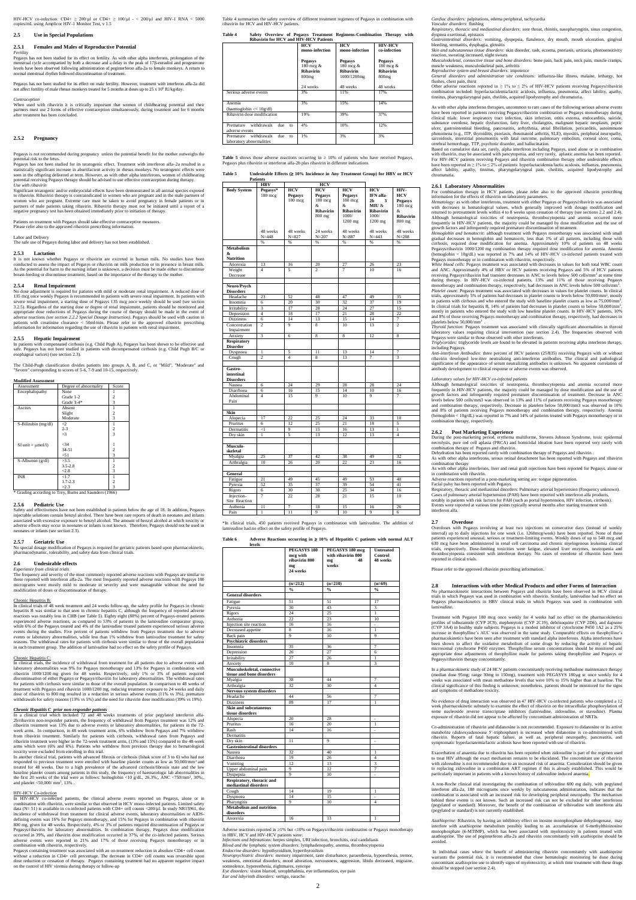HIV-HCV co-infection: CD4+ ≥ 200/µl or CD4+ ≥ 100/µl - < 200/µl and HIV-1 RNA < 5000 copies/mL using Amplicor HIV-1 Monitor Test, v 1.5

## 2.5 Use in Special Populations

### 2.5.1 Females and Males of Reproductive Potential

*Fertility*

Pegasys has not been studied for its effect on fertility. As with other alpha interferons, prolongation of the menstrual cycle accompanied by both a decrease and a delay in the peak of 17β-estradiol and progesterone levels have been observed following administration of peginterferon alfa-2a to female monkeys. A return to normal menstrual rhythm followed discontinuation of treatment.

Pegasys has not been studied for its effect on male fertility. However, treatment with interferon alfa-2a did not affect fertility of male rhesus monkeys treated for 5 months at doses up to $25 \times 10^6$ IU/kg/day.

*Contraception*

When used with ribavirin it is critically important that women of childbearing potential and their partners must use 2 forms of effective contraception simultaneously, during treatment and for 6 months after treatment has been concluded.

### 2.5.2 Pregnancy

Pegasys is not recommended during pregnancy unless the potential benefit for the mother outweighs the potential risk to the fetus.

Pegasys has not been studied for its teratogenic effect. Treatment with interferon alfa–2a resulted in a statistically significant increase in abortifacient activity in rhesus monkeys. No teratogenic effects were seen in the offspring delivered at term. However, as with other alpha interferons, women of childbearing potential receiving Pegasys therapy should be advised to use effective contraception during therapy.

*Use with ribavirin*

Significant teratogenic and/or embryocidal effects have been demonstrated in all animal species exposed to ribavirin. Ribavirin therapy is contraindicated in women who are pregnant and in the male partners of women who are pregnant. Extreme care must be taken to avoid pregnancy in female patients or in partners of male patients taking ribavirin. Ribavirin therapy must not be initiated until a report of a negative pregnancy test has been obtained immediately prior to initiation of therapy.

Patients on treatment with Pegasys should take effective contraceptive measures.

Please refer also to the approved ribavirin prescribing information.

Labor and Delivery

The safe use of Pegasys during labor and delivery has not been established.

### 2.5.3 Lactation

It is not known whether Pegasys or ribavirin are excreted in human milk. No studies have been conducted to assess the impact of Pegasys or ribavirin on milk production or its presence in breast milk. As the potential for harm to the nursing infant is unknown, a decision must be made either to discontinue breast-feeding or discontinue treatment, based on the importance of the therapy to the mother.

### 2.5.4 Renal Impairment

No dose adjustment is required for patients with mild or moderate renal impairment. A reduced dose of 135 mcg once weekly Pegasys is recommended in patients with severe renal impairment. In patients with severe renal impairment, a starting dose of Pegasys 135 mcg once weekly should be used (see section 3.2.5). Regardless of the starting dose or degree of renal impairment, patients should be monitored and appropriate dose reductions of Pegasys during the course of therapy should be made in the event of adverse reactions *(see section 2.2.2 Special Dosage Instruction)*. Pegasys should be used with caution in patients with creatinine clearance < 50ml/min. Please refer to the approved ribavirin prescribing information for information regarding the use of ribavirin in patients with renal impairment.

### 2.5.5 Hepatic Impairment

In patients with compensated cirrhosis (e.g. Child Pugh A), Pegasys has been shown to be effective and safe. Pegasys has not been studied in patients with decompensated cirrhosis (e.g. Child Pugh B/C or esophageal varices) (see section 2.3).

The Child-Pugh classification divides patients into groups A, B, and C, or "Mild", "Moderate" and "Severe" corresponding to scores of 5-6, 7-9 and 10-15, respectively.

**Modified Assessment**

| Assessment | Degree of abnormality | Score |
|---|---|---|
| Encephalopathy | None | 1 |
| | Grade 1-2 | 2 |
| | Grade 3-4* | 3 |
| Ascites | Absent | 1 |
| | Slight | 2 |
| | Moderate | 3 |
| S-Bilirubin (mg/dl) | <2 | 1 |
| | 2-3 | 2 |
| | >3 | 3 |
| SI unit = µmol/l) | <34 | 1 |
| | 34-51 | 2 |
| | >51 | 3 |
| S-Albumin (g/dl) | >3.5 | 1 |
| | 3.5-2.8 | 2 |
| | <2.8 | 3 |
| INR | <1.7 | 1 |
| | 1.7-2.3 | 2 |
| | >2.3 | 3 |

\* Grading according to Trey, Burns and Saunders (1966)

### 2.5.6 Pediatric Use

Safety and effectiveness have not been established in patients below the age of 18. In addition, Pegasys injectable solutions contain benzyl alcohol. There have been rare reports of death in neonates and infants associated with excessive exposure to benzyl alcohol. The amount of benzyl alcohol at which toxicity or adverse effects may occur in neonates or infants is not known. Therefore, Pegasys should not be used in neonates or infants (see section 2.3).

### 2.5.7 Geriatric Use

No special dosage modification of Pegasys is required for geriatric patients based upon pharmacokinetic, pharmacodynamic, tolerability, and safety data from clinical trials.

## 2.6 Undesirable effects

*Experience from clinical trials*

The frequency and severity of the most commonly reported adverse reactions with Pegasys are similar to those reported with interferon alfa-2a. The most frequently reported adverse reactions with Pegasys 180 micrograms were mostly mild to moderate in severity and were manageable without the need for modification of doses or discontinuation of therapy.

Chronic Hepatitis B:

In clinical trials of 48 week treatment and 24 weeks follow-up, the safety profile for Pegasys in chronic hepatitis B was similar to that seen in chronic hepatitis C, although the frequency of reported adverse reactions was notably less in CHB (see Table 5). Eighty eight (88%) percent of Pegasys-treated patients experienced adverse reactions, as compared to 53% of patients in the lamivudine comparator group, while 6% of the Pegasys treated and 4% of the lamivudine treated patients experienced serious adverse events during the studies. Five percent of patients withdrew from Pegasys treatment due to adverse events or laboratory abnormalities, while less than 1% withdrew from lamivudine treatment for safety reasons. The withdrawal rates for patients with cirrhosis were similar to those of the overall population in each treatment group. The addition of lamivudine had no effect on the safety profile of Pegasys.

Chronic Hepatitis C:

In clinical trials, the incidence of withdrawal from treatment for all patients due to adverse events and laboratory abnormalities was 9% for Pegasys monotherapy and 13% for Pegasys in combination with ribavirin 1000/1200 mg given for 48 weeks. Respectively, only 1% or 3% of patients required discontinuation of either Pegasys or Pegasys/ribavirin for laboratory abnormalities. The withdrawal rates for patients with cirrhosis were similar to those of the overall population. In comparison to 48 weeks of treatment with Pegasys and ribavirin 1000/1200 mg, reducing treatment exposure to 24 weeks and daily dose of ribavirin to 800 mg resulted in a reduction in serious adverse events (11% vs 3%), premature withdrawals for safety reasons (13% vs 5%) and the need for ribavirin dose modification (39% vs 19%).

***Chronic Hepatitis C prior non-responder patients***

In a clinical trial which included 72 and 48 weeks treatments of prior pegylated interferon alfa-2b/ribavirin non-responder patients, the frequency of withdrawal from Pegasys treatment was 12% and ribavirin treatment was 13% due to adverse events or laboratory abnormalities, for patients in the 72-week arms. In comparison, in 48 week treatment arms, 6% withdrew from Pegasys and 7% withdrew from ribavirin treatment. Similarly for patients with cirrhosis, withdrawal rates from Pegasys and ribavirin treatment were higher in the 72-week treatment arms, (13% and 15%) compared to the 48-week arms which were (6% and 6%). Patients who withdrew from previous therapy due to hematological toxicity were excluded from enrolling in this trial.

In another clinical trial, patients with advanced fibrosis or cirrhosis (Ishak score of 3 to 6) who had not responded to previous treatment were enrolled with baseline platelet counts as low as 50,000/mm³ and treated for 48 weeks. Due to a high prevalence of the advanced cirrhosis/fibrosis state and the low baseline platelet counts among patients in this study, the frequency of haematologic lab abnormalities in the first 20 weeks of the trial were as follows: hemoglobin <10 g/dL, 26.3%;, ANC <750/mm³, 30%;, and platelet <50,000/ mm³, 13% .

HIV-HCV Co-infection

In HIV-HCV co-infected patients, the clinical adverse events reported on Pegasys, alone or in combination with ribavirin, were similar to that observed in HCV mono-infected patients. Limited safety data (N= 51) is available in co-infected patients with CD4+ cell counts <200/µl. In study NR15961, the incidence of withdrawal from treatment for clinical adverse events, laboratory abnormalities or AIDS-defining events was 16% for Pegasys monotherapy, and 15% for Pegasys in combination with ribavirin 800 mg, given for 48 weeks. Respectively, 4% or 3% of patients required discontinuation of Pegasys or Pegasys/ribavirin for laboratory abnormalities. In combination therapy, Pegasys dose modification occurred in 39%, and ribavirin dose modification occurred in 37%, of the co-infected patients. Serious adverse events were reported in 21% and 17% of those receiving Pegasys monotherapy or in combination with ribavirin, respectively.

Pegasys containing treatment was associated with an on-treatment reduction in absolute CD4+ cell count without a reduction in CD4+ cell percentage. The decrease in CD4+ cell counts was reversible upon dose reduction or cessation of therapy. Pegasys containing treatment had no apparent negative impact on the control of HIV viremia during therapy or follow-up

Table 4 summarises the safety overview of different treatment regimens of Pegasys in combination with ribavirin for HCV and HIV-HCV patients.

**Table 4 Safety Overview of Pegasys Treatment Regimens-Combination Therapy with Ribavirin for HCV and HIV-HCV Patients**

| | HCV mono-infection | HCV mono-infection | HIV-HCV co-infection |
|---|---|---|---|
| | **Pegasys** 180 mcg & **Ribavirin** 800mg | **Pegasys** 180 mcg & **Ribavirin** 1000/1200mg | **Pegasys** 180 mcg & **Ribavirin** 800mg |
| | 24 weeks | 48 weeks | 48 weeks |
| Serious adverse events | 3% | 11% | 17% |
| Anemia (haemoglobin << 10g/dl) | 3% | 15% | 14% |
| Ribavirin dose modification | 19% | 39% | 37% |
| Premature withdrawals due to adverse events | 4% | 10% | 12% |
| Premature withdrawals due to laboratory abnormalities | 1% | 3% | 3% |

**Table 5** shows those adverse reactions occurring in ≥ 10% of patients who have received Pegasys, Pegasys plus ribavirin or interferon alfa-2b plus ribavirin in different indications.

**Table 5 Undesirable Effects (≥ 10% Incidence in Any Treatment Group) for HBV or HCV Patients**

| | HBV | HCV | | | | |
|---|---|---|---|---|---|---|
| **Body System** | **Pegasys*** 180 mcg | **HCV Pegasys** 180 mcg | **HCV Pegasys** 180 mcg & **Ribavirin** 800 mg | **HCV Pegasys** 180 mcg & **Ribavirin** 1000/ 1200 mg | **HCV IFN alfa-2b 3 MIU & Ribavirin** 1000/ 1200 mg | **HIV-HCV Pegasys** 180 mcg & **Ribavirin** 800 mg |
| | 48 weeks N=448 | 48 weeks N=827 | 24 weeks N=207 | 48 weeks N=887 | 48 weeks N=443 | 48 weeks N=288 |
| | % | % | % | % | % | % |
| **Metabolism & Nutrition** | | | | | | |
| Anorexia | 13 | 16 | 20 | 27 | 26 | 23 |
| Weight Decrease | 4 | 5 | 2 | 7 | 10 | 16 |
| **Neuro/Psych Disorders** | | | | | | |
| Headache | 23 | 52 | 48 | 47 | 49 | 35 |
| Insomnia | 6 | 20 | 30 | 32 | 37 | 19 |
| Irritability | 3 | 17 | 28 | 24 | 27 | 15 |
| Depression | 4 | 18 | 17 | 21 | 28 | 22 |
| Dizziness | 6 | 14 | 13 | 15 | 14 | 7 |
| Concentration Impairment | 2 | 9 | 8 | 10 | 13 | 2 |
| Anxiety | 3 | 6 | 8 | 8 | 12 | 8 |
| **Respiratory Disorder** | | | | | | |
| Dyspnoea | 1 | 5 | 11 | 13 | 14 | 7 |
| Cough | 2 | 4 | 8 | 13 | 7 | 3 |
| **Gastro-intestinal Disorders** | | | | | | |
| Nausea | 6 | 24 | 29 | 28 | 28 | 24 |
| Diarrhoea | 6 | 16 | 15 | 14 | 10 | 16 |
| Abdominal Pain | 4 | 15 | 9 | 10 | 9 | 7 |
| **Skin** | | | | | | |
| Alopecia | 17 | 22 | 25 | 24 | 33 | 10 |
| Pruritus | 6 | 12 | 25 | 21 | 18 | 5 |
| Dermatitis | <1 | 9 | 15 | 16 | 13 | 1 |
| Dry skin | 1 | 5 | 13 | 12 | 13 | 4 |
| **Musculo-skeletal** | | | | | | |
| Myalgia | 25 | 37 | 42 | 38 | 49 | 32 |
| Arthralgia | 10 | 26 | 20 | 22 | 23 | 16 |
| **General** | | | | | | |
| Fatigue | 21 | 49 | 45 | 49 | 53 | 40 |
| Pyrexia | 52 | 35 | 37 | 39 | 54 | 41 |
| Rigors | 6 | 30 | 30 | 25 | 34 | 16 |
| Injection-Site Reaction | 7 | 22 | 28 | 21 | 15 | 10 |
| Asthenia | 11 | 7 | 18 | 15 | 16 | 26 |
| Pain | 1 | 11 | 9 | 10 | 9 | 6 |

\*In clinical trials, 450 patients received Pegasys in combination with lamivudine. The addition of lamivudine had no effect on the safety profile of Pegasys.

**Table 6 Adverse Reactions occurring in ≥ 10% of Hepatitis C patients with normal ALT levels**

| | **PEGASYS 180 mcg with ribavirin 800 mg 24 weeks** | **PEGASYS 180 mcg with ribavirin 800 mg 48 weeks** | **Untreated Control 48 weeks** |
|---|---|---|---|
| | **(n=212)** | **(n=210)** | **(n=69)** |
| | **%** | **%** | **%** |
| **General disorders** | | | |
| Fatigue | 51 | 51 | 17 |
| Pyrexia | 30 | 43 | 3 |
| Rigors | 24 | 25 | 1 |
| Asthenia | 22 | 23 | 10 |
| Injection site reaction | 16 | 16 | - |
| Decreased appetite | 8 | 16 | 1 |
| Back pain | 9 | 10 | 9 |
| **Psychiatric disorders** | | | |
| Insomnia | 35 | 36 | 7 |
| Depression | 26 | 27 | 6 |
| Irritability | 27 | 26 | 1 |
| Anxiety | 10 | 8 | 3 |
| **Musculoskeletal, connective tissue and bone disorders** | | | |
| Myalgia | 38 | 44 | 7 |
| Arthralgia | 32 | 30 | 4 |
| **Nervous system disorders** | | | |
| Headache | 44 | 56 | 7 |
| Dizziness | 89 | 17 | 1 |
| **Skin and subcutaneous tissue disorders** | | | |
| Alopecia | 20 | 28 | - |
| Pruritus | 16 | 20 | 1 |
| Rash | 14 | 16 | - |
| Dermatitis | | | |
| Dry skin | 11 | 9 | - |
| **Gastrointestinal disorders** | | | |
| Nausea | 32 | 40 | 1 |
| Diarrhoea | 19 | 26 | 4 |
| Vomiting | 12 | 13 | 3 |
| Upper abdominal pain | 9 | 12 | 7 |
| Dyspepsia | 9 | 10 | - |
| **Respiratory, thoracic and mediastinal disorders** | | | |
| Cough | 14 | 19 | 1 |
| Dyspnoea | 14 | 15 | - |
| Pharyngitis | 9 | 10 | 4 |
| **Metabolism and nutrition disorders** | | | |
| Anorexia | 16 | 13 | 1 |

Adverse reactions reported in ≥1% but <10% on Pegasys/ribavirin combination or Pegasys monotherapy in HBV, HCV and HIV-HCV patients were:

*Infections and Infestations*: herpes simplex, URI infection, bronchitis, oral candidiasis

*Blood and the lymphatic system disorders*: lymphadenopathy, anemia, thrombocytopenia

*Endocrine disorders*: hypothyroidism, hyperthyroidism

*Neuropsychiatric disorders*: memory impairment, taste disturbance, paraesthesia, hypoesthesia, tremor, weakness, emotional disorders, mood alteration, nervousness, aggression, libido decreased, migraine, somnolence, hyperesthesia, nightmares, syncope

*Eye disorders*: vision blurred, xerophthalmia, eye inflammation, eye pain

*Ear and labyrinth disorders*: vertigo, earache

*Cardiac disorders*: palpitations, edema peripheral, tachycardia

*Vascular disorders*: flushing

*Respiratory, thoracic and mediastinal disorders*: sore throat, rhinitis, nasopharyngitis, sinus congestion, dyspnea exertional, epistaxis

*Gastrointestinal disorders*: vomiting, dyspepsia, flatulence, dry mouth, mouth ulceration, gingival bleeding, stomatitis, dysphagia, glossitis

*Skin and subcutaneous tissue disorders*: skin disorder, rash, eczema, psoriasis, urticaria, photosensitivity reaction, sweating increased, night sweats

*Musculoskeletal, connective tissue and bone disorders*: bone pain, back pain, neck pain, muscle cramps, muscle weakness, musculoskeletal pain, arthritis

*Reproductive system and breast disorders*: impotence

*General disorders and administration site conditions*: influenza-like illness, malaise, lethargy, hot flushes, chest pain, thirst

Other adverse reactions reported in ≥ 1% to ≤ 2% of HIV-HCV patients receiving Pegasys/ribavirin combination included: hyperlactacidemia/lactic acidosis, influenza, pneumonia, affect lability, apathy, tinnitus, pharyngolaryngeal pain, cheilitis, acquired lipodystrophy and chromaturia.

As with other alpha interferon therapies, uncommon to rare cases of the following serious adverse events have been reported in patients receiving Pegasys/ribavirin combination or Pegasys monotherapy during clinical trials: lower respiratory tract infection, skin infection, otitis externa, endocarditis, suicide, substance overdose, hepatic dysfunction, fatty liver, cholangitis, malignant hepatic neoplasm, peptic ulcer, gastrointestinal bleeding, pancreatitis, arrhythmia, atrial fibrillation, pericarditis, autoimmune phenomena (e.g., ITP, thyroiditis, psoriasis, rheumatoid arthritis, SLE), myositis, peripheral neuropathy, sarcoidosis, interstitial pneumonitis with fatal outcome, pulmonary embolism, corneal ulcer, coma, cerebral hemorrhage, TTP, psychotic disorder, and hallucination.

Based on cumulative data set, rarely, alpha interferon including Pegasys, used alone or in combination with ribavirin, may be associated with pancytopenia, and very rarely, aplastic anemia has been reported. For HIV-HCV patients receiving Pegasys and ribavirin combination therapy other undesirable effects have been reported in ≥ 1% to ≤ 2% of patients: hyperlactacidemia/lactic acidosis, influenza, pneumonia, affect lability, apathy, tinnitus, pharyngolaryngeal pain, cheilitis, acquired lipodystrophy and chromaturia.

### 2.6.1 Laboratory Abnormalities

For combination therapy in HCV patients, please refer also to the approved ribavirin prescribing information for the effects of ribavirin on laboratory parameters.

*Hematology*: as with other interferons, treatment with either Pegasys or Pegasys/ribavirin was associated with decreases in hematological values, which generally improved with dosage modification and returned to pretreatment levels within 4 to 8 weeks upon cessation of therapy (see sections 2.2 and 2.4). Although hematological toxicities of neutropenia, thrombocytopenia and anemia occurred more frequently in HIV-HCV patients, the majority could be managed by dose modification and the use of growth factors and infrequently required premature discontinuation of treatment.

*Hemoglobin and hematocrit*: although treatment with Pegasys monotherapy was associated with small gradual decreases in hemoglobin and hematocrit, less than 1% of all patients, including those with cirrhosis, required dose modification for anemia. Approximately 10% of patients on 48 weeks Pegasys/ribavirin 1000/1200 mg combination therapy required dose modification for anemia. Anemia (hemoglobin < 10g/dL) was reported in 7% and 14% of HIV-HCV co-infected patients treated with Pegasys monotherapy or in combination with ribavirin, respectively.

*White blood cells*: Pegasys treatment was associated with decreases in values for both total WBC count and ANC. Approximately 4% of HBV or HCV patients receiving Pegasys and 5% of HCV patients receiving Pegasys/ribavirin had transient decreases in ANC to levels below 500 cells/mm³ at some time during therapy. In HIV-HCV co-infected patients, 13% and 11% of those receiving Pegasys monotherapy and combination therapy, respectively, had decreases in ANC levels below 500 cells/mm³.

*Platelet count*: Pegasys treatment was associated with decreases in values for platelet counts. In clinical trials, approximately 5% of patients had decreases in platelet counts to levels below 50,000/mm³, mostly in patients with cirrhosis and who entered the study with baseline platelet counts as low as 75,000/mm³. In clinical trials for hepatitis B, 14% of patients had decreases in platelet counts to below 50,000/mm³, mostly in patients who entered the study with low baseline platelet counts. In HIV-HCV patients, 10% and 8% of those receiving Pegasys monotherapy and combination therapy, respectively, had decreases in platelets below 50,000/mm³ .

*Thyroid function*: Pegasys treatment was associated with clinically significant abnormalities in thyroid laboratory values requiring clinical intervention (see section 2.4). The frequencies observed with Pegasys were similar to those observed with other interferons.

*Triglycerides*: triglyceride levels are found to be elevated in patients receiving alpha interferon therapy, including Pegasys.

*Anti-interferon Antibodies*: three percent of HCV patients (25/835) receiving Pegasys with or without ribavirin developed low-titer neutralizing anti-interferon antibodies. The clinical and pathological significance of the appearance of serum neutralizing antibodies is unknown. No apparent correlation of antibody development to clinical response or adverse events was observed.

*Laboratory values for HIV-HCV co-infected patients*

Although hematological toxicities of neutropenia, thrombocytopenia and anemia occurred more frequently in HIV-HCV patients, the majority could be managed by dose modification and the use of growth factors and infrequently required premature discontinuation of treatment. Decrease in ANC levels below 500 cells/mm3 was observed in 13% and 11% of patients receiving Pegasys monotherapy and combination therapy, respectively. Decrease in platelets below 50,000/mm3 was observed in 10% and 8% of patients receiving Pegasys monotherapy and combination therapy, respectively. Anemia (hemoglobin < 10g/dL) was reported in 7% and 14% of patients treated with Pegasys monotherapy or in combination therapy, respectively.

### 2.6.2 Post Marketing Experience

During the post-marketing period, erythema multiforme, Stevens Johnson Syndrome, toxic epidermal necrolysis, pure red cell aplasia (PRCA) and homicidal ideation have been reported very rarely with combination therapy of Pegasys and ribavirin.

Dehydration has been reported rarely with combination therapy of Pegasys and ribavirin .

As with other alpha interferons, serous retinal detachment has been reported with Pegasys and ribavirin combination therapy

As with other alpha interferons, liver and renal graft rejections have been reported for Pegasys, alone or in combination with ribavirin.

Adverse reactions reported in a post-marketing setting are: tongue pigmentation.

Facial palsy has been reported with Pegasys.

Respiratory, thoracic and mediastinal disorders: Pulmonary arterial hypertension (Frequency unknown).

Cases of pulmonary arterial hypertension (PAH) have been reported with interferon alfa products, notably in patients with risk factors for PAH (such as portal hypertension, HIV infection, cirrhosis).

Events were reported at various time points typically several months after starting treatment with interferon alfa.

## 2.7 Overdose

Overdoses with Pegasys involving at least two injections on consecutive days (instead of weekly interval) up to daily injections for one week (i.e. 1260mcg/week) have been reported. None of these patients experienced unusual, serious or treatment-limiting events. Weekly doses of up to 540 mcg and 630 mcg have been administered in renal cell carcinoma and chronic myelogenous leukemia clinical trials, respectively. Dose-limiting toxicities were fatigue, elevated liver enzymes, neutropenia and thrombocytopenia consistent with interferon therapy. No cases of overdose of ribavirin have been reported in clinical trials.

Please refer to the approved ribavirin prescribing information.

## 2.8 Interactions with other Medical Products and other Forms of Interaction

No pharmacokinetic interactions between Pegasys and ribavirin have been observed in HCV clinical trials in which Pegasys was used in combination with ribavirin. Similarly, lamivudine had no effect on Pegasys pharmacokinetics in HBV clinical trials in which Pegasys was used in combination with lamivudine.

Treatment with Pegasys 180 mcg once weekly for 4 weeks had no effect on the pharmacokinetics profiles of tolbutamide (CYP 2C9), mephenytoin (CYP 2C19), debrisoquine (CYP 2D6), and dapsone (CYP 3A4) in healthy male subjects. Pegasys is a modest inhibitor of cytochrome P450 1A2 as a 25% increase in theophylline's AUC was observed in the same study. Comparable effects on theophylline's pharmacokinetics have been seen after treatment with standard alpha interferons. Alpha interferons have been shown to affect the oxidative metabolism of some drugs by reducing the activity of hepatic microsomal cytochrome P450 enzymes. Theophylline serum concentrations should be monitored and appropriate dose adjustments of theophylline made for patients taking theophylline and Pegasys or Pegasys/ribavirin therapy concomitantly.

In a pharmacokinetic study of 24 HCV patients concomitantly receiving methadone maintenance therapy (median dose 95mg; range 30mg to 150mg), treatment with PEGASYS 180µg sc once weekly for 4 weeks was associated with mean methadone levels that were 10% to 15% higher than at baseline. The clinical significance of this finding is unknown; nonetheless, patients should be monitored for the signs and symptoms of methadone toxicity.

No evidence of drug interaction was observed in 47 HIV-HCV co-infected patients who completed a 12 week pharmacokinetic substudy to examine the effect of ribavirin on the intracellular phosphorylation of some nucleoside reverse transcriptase inhibitors (lamivudine, zidovudine, or stavudine). Plasma exposure of ribavirin did not appear to be affected by concomitant administration of NRTIs.

Co-administration of ribavirin and didanosine is not recommended. Exposure to didanosine or its active metabolite (dideoxyadenosine 5'-triphosphate) is increased when didanosine is co-administered with ribavirin. Reports of fatal hepatic failure, as well as, peripheral neuropathy, pancreatitis, and symptomatic hyperlactatemia/lactic acidosis have been reported with use of ribavirin.

Exacerbation of anaemia due to ribavirin has been reported when zidovudine is part of the regimen used to treat HIV although the exact mechanism remains to be elucidated. The concomitant use of ribavirin with zidovudine is not recommended due to an increased risk of anaemia. Consideration should be given to replacing zidovudine in a combination ART regimen if this is already established. This would be particularly important in patients with a known history of zidovudine induced anaemia.

A non-Roche clinical trial investigating the combination of telbivudine 600 mg daily, with pegylated interferon alfa-2a, 180 micrograms once weekly by subcutaneous administration, indicates that the combination is associated with an increased risk for developing peripheral neuropathy. The mechanism behind these events is not known. Such an increased risk can not be excluded for other interferons (pegylated or standard). Moreover, the benefit of the combination of telbivudine with interferon alfa (pegylated or standard) is not currently established.

*Azathioprine*: Ribavirin, by having an inhibitory effect on inosine monophosphate dehydrogenase, may interfere with azathioprine metabolism possibly leading to an accumulation of 6-methylthioinosine monophosphate (6-MTIMP), which has been associated with myelotoxicity in patients treated with azathioprine. The use of peginterferon alfa-2a and ribavirin concomitantly with azathioprine should be avoided.

In individual cases where the benefit of administering ribavirin concomitantly with azathioprine warrants the potential risk, it is recommended that close hematologic monitoring be done during concomitant azathioprine use to identify signs of myelotoxicity, at which time treatment with these drugs should be stopped (see section 2.4).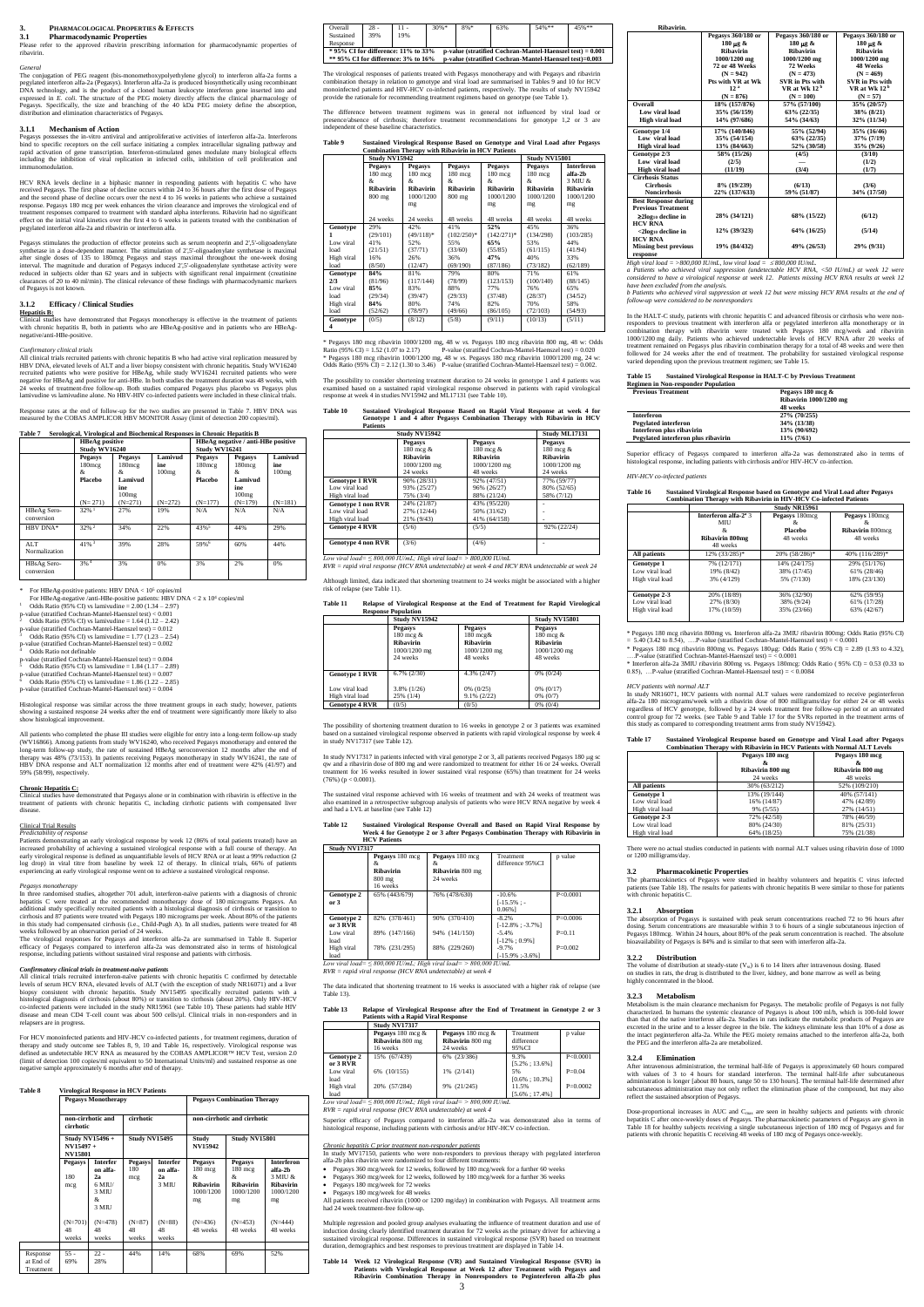## 3. PHARMACOLOGICAL PROPERTIES & EFFECTS

### 3.1 Pharmacodynamic Properties

Please refer to the approved ribavirin prescribing information for pharmacodynamic properties of ribavirin.

*General*

The conjugation of PEG reagent (bis-monomethoxypolyethylene glycol) to interferon alfa-2a forms a pegylated interferon alfa-2a (Pegasys). Interferon alfa-2a is produced biosynthetically using recombinant DNA technology, and is the product of a cloned human leukocyte interferon gene inserted into and expressed in *E. coli*. The structure of the PEG moiety directly affects the clinical pharmacology of Pegasys. Specifically, the size and branching of the 40 kDa PEG moiety define the absorption, distribution and elimination characteristics of Pegasys.

#### 3.1.1 Mechanism of Action

Pegasys possesses the in-vitro antiviral and antiproliferative activities of interferon alfa-2a. Interferons bind to specific receptors on the cell surface initiating a complex intracellular signaling pathway and rapid activation of gene transcription. Interferon-stimulated genes modulate many biological effects including the inhibition of viral replication in infected cells, inhibition of cell proliferation and immunomodulation.

HCV RNA levels decline in a biphasic manner in responding patients with hepatitis C who have received Pegasys. The first phase of decline occurs 24 to 36 hours after the first dose of Pegasys and the second phase of decline occurs over the next 4 to 16 weeks in patients who achieve a sustained response. Pegasys 180 mcg per week enhances the virion clearance and improves the virological end of treatment responses compared to treatment with standard alpha interferons. Ribavirin had no significant effect on the initial viral kinetics over the first 4 to 6 weeks in patients treated with the combination of pegylated interferon alfa-2a and ribavirin or interferon alfa.

Pegasys stimulates the production of effector proteins such as serum neopterin and 2',5'-oligoadenylate synthetase in a dose-dependent manner. The stimulation of 2',5'-oligoadenylate synthetase is maximal after single doses of 135 to 180mcg Pegasys and stays maximal throughout the one-week dosing interval. The magnitude and duration of Pegasys induced 2',5'-oligoadenylate synthetase activity were reduced in subjects older than 62 years and in subjects with significant renal impairment (creatinine clearances of 20 to 40 ml/min). The clinical relevance of these findings with pharmacodynamic markers of Pegasys is not known.

#### 3.1.2 Efficacy / Clinical Studies

**Hepatitis B:**

Clinical studies have demonstrated that Pegasys monotherapy is effective in the treatment of patients with chronic hepatitis B, both in patients who are HBeAg-positive and in patients who are HBeAg-negative/anti-HBe-positive.

*Confirmatory clinical trials*

All clinical trials recruited patients with chronic hepatitis B who had active viral replication measured by HBV DNA, elevated levels of ALT and a liver biopsy consistent with chronic hepatitis. Study WV16240 recruited patients who were positive for HBeAg, while study WV16241 recruited patients who were negative for HBeAg and positive for anti-HBe. In both studies the treatment duration was 48 weeks, with 24 weeks of treatment-free follow-up. Both studies compared Pegasys plus placebo vs Pegasys plus lamivudine vs lamivudine alone. No HBV-HIV co-infected patients were included in these clinical trials.

Response rates at the end of follow-up for the two studies are presented in Table 7. HBV DNA was measured by the COBAS AMPLICOR HBV MONITOR Assay (limit of detection 200 copies/ml).

**Table 7 Serological, Virological and Biochemical Responses in Chronic Hepatitis B**

| | HBeAg positive Study WV16240 | | | HBeAg negative / anti-HBe positive Study WV16241 | | |
|---|---|---|---|---|---|---|
| | Pegasys 180mcg & Placebo (N= 271) | Pegasys 180mcg & Lamivudine 100mg (N=271) | Lamivudine 100mg (N=272) | Pegasys 180mcg & Placebo (N=177) | Pegasys 180mcg & Lamivudine 100mg (N=179) | Lamivudine 100mg (N=181) |
| HBeAg Sero-conversion | 32% [1] | 27% | 19% | N/A | N/A | N/A |
| HBV DNA* | 32% [2] | 34% | 22% | 43% [5] | 44% | 29% |
| ALT Normalization | 41% [3] | 39% | 28% | 59% [6] | 60% | 44% |
| HBsAg Sero-conversion | 3% [4] | 3% | 0% | 3% | 2% | 0% |

\* For HBeAg-positive patients: HBV DNA < $10^5$ copies/ml
For HBeAg-negative /anti-HBe-positive patients: HBV DNA < 2 x $10^4$ copies/ml
[1] Odds Ratio (95% CI) vs lamivudine = 2.00 (1.34 – 2.97)
p-value (stratified Cochran-Mantel-Haenszel test) < 0.001
[2] Odds Ratio (95% CI) vs lamivudine = 1.64 (1.12 – 2.42)
p-value (stratified Cochran-Mantel-Haenszel test) = 0.012
[3] Odds Ratio (95% CI) vs lamivudine = 1.77 (1.23 – 2.54)
p-value (stratified Cochran-Mantel-Haenszel test) = 0.002
[4] Odds Ratio not definable
p-value (stratified Cochran-Mantel-Haenszel test) = 0.004
[5] Odds Ratio (95% CI) vs lamivudine = 1.84 (1.17 – 2.89)
p-value (stratified Cochran-Mantel-Haenszel test) = 0.007
[6] Odds Ratio (95% CI) vs lamivudine = 1.86 (1.22 – 2.85)
p-value (stratified Cochran-Mantel-Haenszel test) = 0.004

Histological response was similar across the three treatment groups in each study; however, patients showing a sustained response 24 weeks after the end of treatment were significantly more likely to also show histological improvement.

All patients who completed the phase III studies were eligible for entry into a long-term follow-up study (WV16866). Among patients from study WV16240, who received Pegasys monotherapy and entered the long-term follow-up study, the rate of sustained HBeAg seroconversion 12 months after the end of therapy was 48% (73/153). In patients receiving Pegasys monotherapy in study WV16241, the rate of HBV DNA response and ALT normalization 12 months after end of treatment were 42% (41/97) and 59% (58/99), respectively.

**Chronic Hepatitis C:**

Clinical studies have demonstrated that Pegasys alone or in combination with ribavirin is effective in the treatment of patients with chronic hepatitis C, including cirrhotic patients with compensated liver disease.

Clinical Trial Results

*Predictability of response*

Patients demonstrating an early virological response by week 12 (86% of total patients treated) have an increased probability of achieving a sustained virological response with a full course of therapy. An early virological response is defined as unquantifiable levels of HCV RNA or at least a 99% reduction (2 log drop) in viral titre from baseline by week 12 of therapy. In clinical trials, 66% of patients experiencing an early virological response went on to achieve a sustained virological response.

*Pegasys monotherapy*

In three randomised studies, altogether 701 adult, interferon-naive patients with a diagnosis of chronic hepatitis C were treated at the recommended monotherapy dose of 180 micrograms Pegasys. An additional study specifically recruited patients with a histological diagnosis of cirrhosis or transition to cirrhosis and 87 patients were treated with Pegasys 180 micrograms per week. About 80% of the patients in this study had compensated cirrhosis (i.e., Child-Pugh A). In all studies, patients were treated for 48 weeks followed by an observation period of 24 weeks.

The virological responses for Pegasys and interferon alfa-2a are summarised in Table 8. Superior efficacy of Pegasys compared to interferon alfa-2a was demonstrated also in terms of histological response, including patients without sustained viral response and patients with cirrhosis.

*Confirmatory clinical trials in treatment-naive patients*

All clinical trials recruited interferon-naive patients with chronic hepatitis C confirmed by detectable levels of serum HCV RNA, elevated levels of ALT (with the exception of study NR16071) and a liver biopsy consistent with chronic hepatitis. Study NV15495 specifically recruited patients with a histological diagnosis of cirrhosis (about 80%) or transition (about 20%). Only HIV–HCV co-infected patients were included in the study NR15961 (see Table 10). These patients had stable HIV disease and mean CD4 T-cell count was about 500 cells/µl. Clinical trials in non-responders and in relapsers are in progress.

For HCV monoinfected patients and HIV-HCV co-infected patients , for treatment regimens, duration of therapy and study outcome see Tables 8, 9, 10 and Table 16, respectively. Virological response was defined as undetectable HCV RNA as measured by the COBAS AMPLICOR™ HCV Test, version 2.0 (limit of detection 100 copies/ml equivalent to 50 International Units/ml) and sustained response as one negative sample approximately 6 months after end of therapy.

**Table 8 Virological Response in HCV Patients**

| | Pegasys Monotherapy | | | | Pegasys Combination Therapy | | |
|---|---|---|---|---|---|---|---|
| | non-cirrhotic and cirrhotic | | cirrhotic | | non-cirrhotic and cirrhotic | | |
| | Study NV15496 + NV15497 + NV15801 | | Study NV15495 | | Study NV15942 | Study NV15801 | |
| | Pegasys 180 mcg (N=701) 48 weeks | Interferon alfa-2a 6 MIU/ 3 MIU & 3 MIU (N=478) 48 weeks | Pegasys 180 mcg (N=87) 48 weeks | Interferon alfa-2a 3 MIU (N=88) 48 weeks | Pegasys 180 mcg & Ribavirin 1000/1200 mg (N=436) 48 weeks | Pegasys 180 mcg & Ribavirin 1000/1200 mg (N=453) 48 weeks | Interferon alfa-2b 3 MIU & Ribavirin 1000/1200 mg (N=444) 48 weeks |
| Response at End of Treatment | 55 - 69% | 22 - 28% | 44% | 14% | 68% | 69% | 52% |
| Overall Sustained Response | 28 - 39% | 11 - 19% | 30%* | 8%* | 63% | 54%** | 45%** |

\* 95% CI for difference: 11% to 33% p-value (stratified Cochran-Mantel-Haenszel test) = 0.001
\*\* 95% CI for difference: 3% to 16% p-value (stratified Cochran-Mantel-Haenszel test)=0.003

The virological responses of patients treated with Pegasys monotherapy and with Pegasys and ribavirin combination therapy in relation to genotype and viral load are summarised in Tables 9 and 10 for HCV monoinfected patients and HIV-HCV co-infected patients, respectively. The results of study NV15942 provide the rationale for recommending treatment regimens based on genotype (see Table 1).

The difference between treatment regimens was in general not influenced by viral load or presence/absence of cirrhosis; therefore treatment recommendations for genotype 1,2 or 3 are independent of these baseline characteristics.

**Table 9 Sustained Virological Response Based on Genotype and Viral Load after Pegasys Combination Therapy with Ribavirin in HCV Patients**

| | Study NV15942 | | | | Study NV15801 | |
|---|---|---|---|---|---|---|
| | Pegasys 180 mcg & Ribavirin 800 mg 24 weeks | Pegasys 180 mcg & Ribavirin 1000/1200 mg 24 weeks | Pegasys 180 mcg & Ribavirin 800 mg 48 weeks | Pegasys 180 mcg & Ribavirin 1000/1200 mg 48 weeks | Pegasys 180 mcg & Ribavirin 1000/1200 mg 48 weeks | Interferon alfa-2b 3 MIU & Ribavirin 1000/1200 mg 48 weeks |
| Genotype 1 | 29% (29/101) | 42% (49/118)* | 41% (102/250)* | 52% (142/271)* | 45% (134/298) | 36% (103/285) |
| Low viral load | 41% (21/51) | 52% (37/71) | 55% (33/60) | 65% (55/85) | 53% (61/115) | 44% (41/94) |
| High viral load | 16% (8/50) | 26% (12/47) | 36% (69/190) | 47% (87/186) | 40% (73/182) | 33% (62/189) |
| Genotype 2/3 | 84% (81/96) | 81% (117/144) | 79% (78/99) | 80% (123/153) | 71% (100/140) | 61% (88/145) |
| Low viral load | 85% (29/34) | 83% (39/47) | 88% (29/33) | 77% (37/48) | 76% (28/37) | 65% (34/52) |
| High viral load | 84% (52/62) | 80% (78/97) | 74% (49/66) | 82% (86/105) | 70% (72/103) | 58% (54/93) |
| Genotype 4 | (0/5) | (8/12) | (5/8) | (9/11) | (10/13) | (5/11) |

\* Pegasys 180 mcg ribavirin 1000/1200 mg, 48 w vs. Pegasys 180 mcg ribavirin 800 mg, 48 w: Odds Ratio (95% CI) = 1.52 (1.07 to 2.17) P-value (stratified Cochran-Mantel-Haenszel test) = 0.020
\* Pegasys 180 mcg ribavirin 1000/1200 mg, 48 w vs. Pegasys 180 mcg ribavirin 1000/1200 mg, 24 w: Odds Ratio (95% CI) = 2.12 (1.30 to 3.46) P-value (stratified Cochran-Mantel-Haenszel test) = 0.002.

The possibility to consider shortening treatment duration to 24 weeks in genotype 1 and 4 patients was examined based on a sustained rapid virological response observed in patients with rapid virological response at week 4 in studies NV15942 and ML17131 (see Table 10).

**Table 10 Sustained Virological Response Based on Rapid Viral Response at week 4 for Genotype 1 and 4 after Pegasys Combination Therapy with Ribavirin in HCV Patients**

| | Study NV15942 | | Study ML17131 |
|---|---|---|---|
| | Pegasys 180 mcg & Ribavirin 1000/1200 mg 24 weeks | Pegasys 180 mcg & Ribavirin 1000/1200 mg 48 weeks | Pegasys 180 mcg & Ribavirin 1000/1200 mg 24 weeks |
| Genotype 1 RVR | 90% (28/31) | 92% (47/51) | 77% (59/77) |
| Low viral load | 93% (25/27) | 96% (26/27) | 80% (52/65) |
| High viral load | 75% (3/4) | 88% (21/24) | 58% (7/12) |
| Genotype 1 non RVR | 24% (21/87) | 43% (95/220) | - |
| Low viral load | 27% (12/44) | 50% (31/62) | - |
| High viral load | 21% (9/43) | 41% (64/158) | - |
| Genotype 4 RVR | (5/6) | (5/5) | 92% (22/24) |
| Genotype 4 non RVR | (3/6) | (4/6) | - |

*Low viral load = ≤ 800,000 IU/mL; High viral load = > 800,000 IU/mL*
*RVR = rapid viral response (HCV RNA undetectable) at week 4 and HCV RNA undetectable at week 24*

Although limited, data indicated that shortening treatment to 24 weeks might be associated with a higher risk of relapse (see Table 11).

**Table 11 Relapse of Virological Response at the End of Treatment for Rapid Virological Response Population**

| | Study NV15942 | | Study NV15801 |
|---|---|---|---|
| | Pegasys 180 mcg & Ribavirin 1000/1200 mg 24 weeks | Pegasys 180 mcg& Ribavirin 1000/1200 mg 48 weeks | Pegasys 180 mcg & Ribavirin 1000/1200 mg 48 weeks |
| Genotype 1 RVR | 6.7% (2/30) | 4.3% (2/47) | 0% (0/24) |
| Low viral load | 3.8% (1/26) | 0% (0/25) | 0% (0/17) |
| High viral load | 25% (1/4) | 9.1% (2/22) | 0% (0/7) |
| Genotype 4 RVR | (0/5) | (0/5) | 0% (0/4) |

The possibility of shortening treatment duration to 16 weeks in genotype 2 or 3 patients was examined based on a sustained virological response observed in patients with rapid virological response by week 4 in study NV17317 (see Table 12).

In study NV17317 in patients infected with viral genotype 2 or 3, all patients received Pegasys 180 µg sc qw and a ribavirin dose of 800 mg and were randomized to treatment for either 16 or 24 weeks. Overall treatment for 16 weeks resulted in lower sustained viral response (65%) than treatment for 24 weeks (76%) (p < 0.0001).

The sustained viral response achieved with 16 weeks of treatment and with 24 weeks of treatment was also examined in a retrospective subgroup analysis of patients who were HCV RNA negative by week 4 and had a LVL at baseline (see Table 12)

**Table 12 Sustained Virological Response Overall and Based on Rapid Viral Response by Week 4 for Genotype 2 or 3 after Pegasys Combination Therapy with Ribavirin in HCV Patients**

| Study NV17317 | | | | |
|---|---|---|---|---|
| | Pegasys 180 mcg & Ribavirin 800 mg 16 weeks | Pegasys 180 mcg & Ribavirin 800 mg 24 weeks | Treatment difference 95%CI | p value |
| Genotype 2 or 3 | 65% (443/679) | 76% (478/630) | -10.6% [-15.5% ; -0.06%] | P<0.0001 |
| Genotype 2 or 3 RVR | 82% (378/461) | 90% (370/410) | -8.2% [-12.8% ; -3.7%] | P=0.0006 |
| Low viral load | 89% (147/166) | 94% (141/150) | -5.4% [-12% ; 0.9%] | P=0.11 |
| High viral load | 78% (231/295) | 88% (229/260) | -9.7% [-15.9% ; -3.6%] | P=0.002 |

*Low viral load= ≤ 800,000 IU/mL; High viral load= > 800,000 IU/mL*
*RVR = rapid viral response (HCV RNA undetectable) at week 4*

The data indicated that shortening treatment to 16 weeks is associated with a higher risk of relapse (see Table 13).

**Table 13 Relapse of Virological Response after the End of Treatment in Genotype 2 or 3 Patients with a Rapid Viral Response**

| Study NV17317 | | | | |
|---|---|---|---|---|
| | Pegasys 180 mcg & Ribavirin 800 mg 16 weeks | Pegasys 180 mcg & Ribavirin 800 mg 24 weeks | Treatment difference 95%CI | p value |
| Genotype 2 or 3 RVR | 15% (67/439) | 6% (23/386) | 9.3% [5.2% ; 13.6%] | P<0.0001 |
| Low viral load | 6% (10/155) | 1% (2/141) | 5% [0.6% ; 10.3%] | P=0.04 |
| High viral load | 20% (57/284) | 9% (21/245) | 11.5% [5.6% ; 17.4%] | P=0.0002 |

*Low viral load= ≤ 800,000 IU/mL; High viral load= > 800,000 IU/mL*
*RVR = rapid viral response (HCV RNA undetectable) at week 4*

Superior efficacy of Pegasys compared to interferon alfa-2a was demonstrated also in terms of histological response, including patients with cirrhosis and/or HIV-HCV co-infection.

*Chronic hepatitis C prior treatment non-responder patients*

In study MV17150, patients who were non-responders to previous therapy with pegylated interferon alfa-2b plus ribavirin were randomized to four different treatments:

- Pegasys 360 mcg/week for 12 weeks, followed by 180 mcg/week for a further 60 weeks
- Pegasys 360 mcg/week for 12 weeks, followed by 180 mcg/week for a further 36 weeks
- Pegasys 180 mcg/week for 72 weeks
- Pegasys 180 mcg/week for 48 weeks

All patients received ribavirin (1000 or 1200 mg/day) in combination with Pegasys. All treatment arms had 24 week treatment-free follow-up.

Multiple regression and pooled group analyses evaluating the influence of treatment duration and use of induction dosing clearly identified treatment duration for 72 weeks as the primary driver for achieving a sustained virological response. Differences in sustained virological response (SVR) based on treatment duration, demographics and best responses to previous treatment are displayed in Table 14.

**Table 14 Week 12 Virological Response (VR) and Sustained Virological Response (SVR) in Patients with Virological Response at Week 12 after Treatment with Pegasys and Ribavirin Combination Therapy in Nonresponders to Peginterferon alfa-2b plus Ribavirin.**

| | Pegasys 360/180 or 180 µg & Ribavirin 1000/1200 mg 72 or 48 Weeks (N = 942) Pts with VR at Wk 12 [a] (N = 876) | Pegasys 360/180 or 180 µg & Ribavirin 1000/1200 mg 72 Weeks (N = 473) SVR in Pts with VR at Wk 12 [b] (N = 100) | Pegasys 360/180 or 180 µg & Ribavirin 1000/1200 mg 48 Weeks (N = 469) SVR in Pts with VR at Wk 12 [b] (N = 57) |
|---|---|---|---|
| Overall | 18% (157/876) | 57% (57/100) | 35% (20/57) |
| Low viral load | 35% (56/159) | 63% (22/35) | 38% (8/21) |
| High viral load | 14% (97/686) | 54% (34/63) | 32% (11/34) |
| Genotype 1/4 | 17% (140/846) | 55% (52/94) | 35% (16/46) |
| Low viral load | 35% (54/154) | 63% (22/35) | 37% (7/19) |
| High viral load | 13% (84/663) | 52% (30/58) | 35% (9/26) |
| Genotype 2/3 | 58% (15/26) | (4/5) | (3/10) |
| Low viral load | (2/5) | — | (1/2) |
| High viral load | (11/19) | (3/4) | (1/7) |
| Cirrhosis Status | | | |
| Cirrhosis | 8% (19/239) | (6/13) | (3/6) |
| Noncirrhosis | 22% (137/633) | 59% (51/87) | 34% (17/50) |
| Best Response during Previous Treatment | | | |
| ≥2$log_{10}$ decline in HCV RNA | 28% (34/121) | 68% (15/22) | (6/12) |
| <2$log_{10}$ decline in HCV RNA | 12% (39/323) | 64% (16/25) | (5/14) |
| Missing best previous response | 19% (84/432) | 49% (26/53) | 29% (9/31) |

*High viral load = >800,000 IU/mL, low viral load = ≤ 800,000 IU/mL.*
*a Patients who achieved viral suppression (undetectable HCV RNA, <50 IU/mL) at week 12 were considered to have a virological response at week 12. Patients missing HCV RNA results at week 12 have been excluded from the analysis.*
*b Patients who achieved viral suppression at week 12 but were missing HCV RNA results at the end of follow-up were considered to be nonresponders*

In the HALT-C study, patients with chronic hepatitis C and advanced fibrosis or cirrhosis who were non-responders to previous treatment with interferon alfa or pegylated interferon alfa monotherapy or in combination therapy with ribavirin were treated with Pegasys 180 mcg/week and ribavirin 1000/1200 mg daily. Patients who achieved undetectable levels of HCV RNA after 20 weeks of treatment remained on Pegasys plus ribavirin combination therapy for a total of 48 weeks and were then followed for 24 weeks after the end of treatment. The probability for sustained virological response varied depending upon the previous treatment regimen; see Table 15.

**Table 15 Sustained Virological Response in HALT-C by Previous Treatment Regimen in Non-responder Population**

| Previous Treatment | Pegasys 180 mcg & Ribavirin 1000/1200 mg 48 weeks |
|---|---|
| Interferon | 27% (70/255) |
| Pegylated interferon | 34% (13/38) |
| Interferon plus ribavirin | 13% (90/692) |
| Pegylated interferon plus ribavirin | 11% (7/61) |

Superior efficacy of Pegasys compared to interferon alfa-2a was demonstrated also in terms of histological response, including patients with cirrhosis and/or HIV-HCV co-infection.

*HIV-HCV co-infected patients*

**Table 16 Sustained Virological Response based on Genotype and Viral Load after Pegasys Combination Therapy with Ribavirin in HIV-HCV Co-infected Patients**

| | Study NR15961 | | |
|---|---|---|---|
| | Interferon alfa-2a* 3 MIU & Ribavirin 800mg 48 weeks | Pegasys 180mcg & Placebo 48 weeks | Pegasys 180mcg & Ribavirin 800mg 48 weeks |
| All patients | 12% (33/285)* | 20% (58/286)* | 40% (116/289)* |
| Genotype 1 | 7% (12/171) | 14% (24/175) | 29% (51/176) |
| Low viral load | 19% (8/42) | 38% (17/45) | 61% (28/46) |
| High viral load | 3% (4/129) | 5% (7/130) | 18% (23/130) |
| Genotype 2-3 | 20% (18/89) | 36% (32/90) | 62% (59/95) |
| Low viral load | 27% (8/30) | 38% (9/24) | 61% (17/28) |
| High viral load | 17% (10/59) | 35% (23/66) | 63% (42/67) |

\* Pegasys 180 mcg ribavirin 800mg vs. Interferon alfa-2a 3MIU ribavirin 800mg: Odds Ratio (95% CI) = 5.40 (3.42 to 8.54), ….P-value (stratified Cochran-Mantel-Haenszel test) = < 0.0001
\* Pegasys 180 mcg ribavirin 800mg vs. Pegasys 180µg: Odds Ratio ( 95% CI) = 2.89 (1.93 to 4.32), ….P-value (stratified Cochran-Mantel-Haenszel test) = < 0.0001
\* Interferon alfa-2a 3MIU ribavirin 800mg vs. Pegasys 180mcg: Odds Ratio ( 95% CI) = 0.53 (0.33 to 0.85), …P-value (stratified Cochran-Mantel-Haenszel test) = < 0.0084

*HCV patients with normal ALT*

In study NR16071, HCV patients with normal ALT values were randomized to receive peginterferon alfa-2a 180 micrograms/week with a ribavirin dose of 800 milligrams/day for either 24 or 48 weeks regardless of HCV genotype, followed by a 24 week treatment free follow-up period or an untreated control group for 72 weeks. (see Table 9 and Table 17 for the SVRs reported in the treatment arms of this study as compared to corresponding treatment arms from study NV15942).

**Table 17 Sustained Virological Response based on Genotype and Viral Load after Pegasys Combination Therapy with Ribavirin in HCV Patients with Normal ALT Levels**

| | Pegasys 180 mcg & Ribavirin 800 mg 24 weeks | Pegasys 180 mcg & Ribavirin 800 mg 48 weeks |
|---|---|---|
| All patients | 30% (63/212) | 52% (109/210) |
| Genotype 1 | 13% (19/144) | 40% (57/141) |
| Low viral load | 16% (14/87) | 47% (42/89) |
| High viral load | 9% (5/55) | 27% (14/51) |
| Genotype 2-3 | 72% (42/58) | 78% (46/59) |
| Low viral load | 80% (24/30) | 81% (25/31) |
| High viral load | 64% (18/25) | 75% (21/28) |

There were no actual studies conducted in patients with normal ALT values using ribavirin dose of 1000 or 1200 milligrams/day.

### 3.2 Pharmacokinetic Properties

The pharmacokinetics of Pegasys were studied in healthy volunteers and hepatitis C virus infected patients (see Table 18). The results for patients with chronic hepatitis B were similar to those for patients with chronic hepatitis C.

#### 3.2.1 Absorption

The absorption of Pegasys is sustained with peak serum concentrations reached 72 to 96 hours after dosing. Serum concentrations are measurable within 3 to 6 hours of a single subcutaneous injection of Pegasys 180mcg. Within 24 hours, about 80% of the peak serum concentration is reached. The absolute bioavailability of Pegasys is 84% and is similar to that seen with interferon alfa-2a.

#### 3.2.2 Distribution

The volume of distribution at steady-state ($V_{ss}$) is 6 to 14 liters after intravenous dosing. Based on studies in rats, the drug is distributed to the liver, kidney, and bone marrow as well as being highly concentrated in the blood.

#### 3.2.3 Metabolism

Metabolism is the main clearance mechanism for Pegasys. The metabolic profile of Pegasys is not fully characterized. In humans the systemic clearance of Pegasys is about 100 ml/h, which is 100-fold lower than that of the native interferon alfa-2a. Studies in rats indicate the metabolic products of Pegasys are excreted in the urine and to a lesser degree in the bile. The kidneys eliminate less than 10% of a dose as the intact peginterferon alfa-2a. While the PEG moiety remains attached to the interferon alfa-2a, both the PEG and the interferon alfa-2a are metabolized.

#### 3.2.4 Elimination

After intravenous administration, the terminal half-life of Pegasys is approximately 60 hours compared with values of 3 to 4 hours for standard interferon. The terminal half-life after subcutaneous administration is longer [about 80 hours, range 50 to 130 hours]. The terminal half-life determined after subcutaneous administration may not only reflect the elimination phase of the compound, but may also reflect the sustained absorption of Pegasys.

Dose-proportional increases in AUC and $C_{max}$ are seen in healthy subjects and patients with chronic hepatitis C after once-weekly doses of Pegasys. The pharmacokinetic parameters of Pegasys are given in Table 18 for healthy subjects receiving a single subcutaneous injection of 180 mcg of Pegasys and for patients with chronic hepatitis C receiving 48 weeks of 180 mcg of Pegasys once-weekly.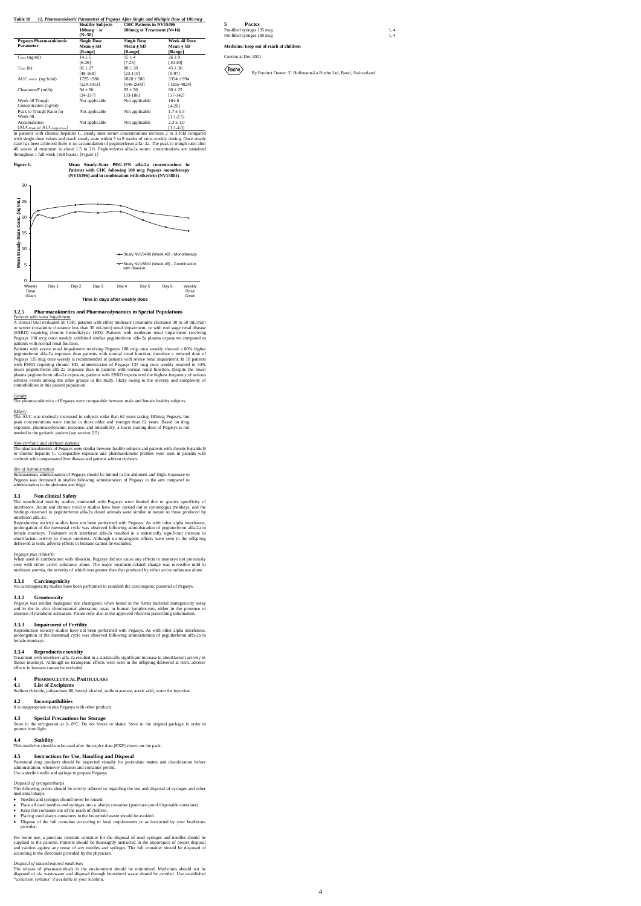**Table 18 12. *Pharmacokinetic Parameters of Pegasys After Single and Multiple Dose of 180 mcg***

| | Healthy Subjects 180mcg sc (N=50) | CHC Patients in NV15496 180mcg sc Treatment (N=16) | |
|---|---|---|---|
| **Pegasys Pharmacokinetic Parameter** | **Single Dose Mean ± SD [Range]** | **Single Dose Mean ± SD [Range]** | **Week 48 Dose Mean ± SD [Range]** |
| $C_{max}$ (ng/ml) | 14 ± 5 [6-26] | 15 ± 4 [7-23] | 26 ± 9 [10-40] |
| $T_{max}$ (h) | 92 ± 27 [48-168] | 80 ± 28 [23-119] | 45 ± 36 [0-97] |
| $AUC_{(1-168h)}$ (ng·h/ml) | 1725 ±586 [524-3013] | 1820 ± 586 [846-2609] | 3334 ± 994 [1265-4824] |
| Clearance/F (ml/h) | 94 ± 56 [34-337] | 83 ± 50 [33-186] | 60 ± 25 [37-142] |
| Week 48 Trough Concentration (ng/ml) | Not applicable | Not applicable | 16± 6 [4-28] |
| Peak to Trough Ratio for Week 48 | Not applicable | Not applicable | 1.7 ± 0.4 [1.1-2.5] |
| Accumulation ($AUC_{Week\ 48}$/ $AUC_{Single\ Dose}$) | Not applicable | Not applicable | 2.3 ± 1.0 [1.1-4.0] |

In patients with chronic hepatitis C, steady state serum concentrations increase 2 to 3-fold compared with single-dose values and reach steady state within 5 to 8 weeks of once-weekly dosing. Once steady state has been achieved there is no accumulation of peginterferon alfa- 2a. The peak to trough ratio after 48 weeks of treatment is about 1.5 to 2.0. Peginterferon alfa-2a serum concentrations are sustained throughout 1 full week (168 hours). [Figure 1]

**Figure 1. Mean Steady-State PEG-IFN alfa-2a concentrations in Patients with CHC following 180 mcg Pegasys monotherapy (NV15496) and in combination with ribavirin (NV15801)**

Mean Steady-State Conc. (ng/mL)
30
25
20
15
10
5
0
Weekly Dose Given
Day 1
Day 2
Day 3
Day 4
Day 5
Day 6
Weekly Dose Given
Time in days after weekly dose
Study NV15496 (Week 48) - Monotherapy
Study NV15801 (Week 48) - Combination with ribavirin

### 3.2.5 Pharmacokinetics and Pharmacodynamics in Special Populations

*Patients with renal impairment*

A clinical trial evaluated 50 CHC patients with either moderate (creatinine clearance 30 to 50 mL/min) or severe (creatinine clearance less than 30 mL/min) renal impairment, or with end stage renal disease (ESRD) requiring chronic hemodialysis (HD). Patients with moderate renal impairment receiving Pegasys 180 mcg once weekly exhibited similar peginterferon alfa-2a plasma exposures compared to patients with normal renal function.

Patients with severe renal impairment receiving Pegasys 180 mcg once weekly showed a 60% higher peginterferon alfa-2a exposure than patients with normal renal function, therefore a reduced dose of Pegasys 135 mcg once weekly is recommended in patients with severe renal impairment. In 18 patients with ESRD requiring chronic HD, administration of Pegasys 135 mcg once weekly resulted in 34% lower peginterferon alfa-2a exposure than in patients with normal renal function. Despite the lower plasma peginterferon alfa-2a exposure, patients with ESRD experienced the highest frequency of serious adverse events among the other groups in the study, likely owing to the severity and complexity of comorbidities in this patient population.

*Gender*

The pharmacokinetics of Pegasys were comparable between male and female healthy subjects.

*Elderly*

The AUC was modestly increased in subjects older than 62 years taking 180mcg Pegasys, but peak concentrations were similar in those older and younger than 62 years. Based on drug exposure, pharmacodynamic response, and tolerability, a lower starting dose of Pegasys is not needed in the geriatric patient (see section 2.5).

*Non-cirrhotic and cirrhotic patients*

The pharmacokinetics of Pegasys were similar between healthy subjects and patients with chronic hepatitis B or chronic hepatitis C. Comparable exposure and pharmacokinetic profiles were seen in patients with cirrhosis with compensated liver disease and patients without cirrhosis.

*Site of Administration*

Subcutaneous administration of Pegasys should be limited to the abdomen and thigh. Exposure to Pegasys was decreased in studies following administration of Pegasys in the arm compared to administration in the abdomen and thigh.

### 3.3 Non clinical Safety

The nonclinical toxicity studies conducted with Pegasys were limited due to species specificity of interferons. Acute and chronic toxicity studies have been carried out in cynomolgus monkeys, and the findings observed in peginterferon alfa-2a dosed animals were similar in nature to those produced by interferon alfa-2a.

Reproductive toxicity studies have not been performed with Pegasys. As with other alpha interferons, prolongation of the menstrual cycle was observed following administration of peginterferon alfa-2a to female monkeys. Treatment with interferon alfa-2a resulted in a statistically significant increase in abortifacient activity in rhesus monkeys. Although no teratogenic effects were seen in the offspring delivered at term, adverse effects in humans cannot be excluded.

*Pegasys plus ribavirin*

When used in combination with ribavirin, Pegasys did not cause any effects in monkeys not previously seen with either active substance alone. The major treatment-related change was reversible mild to moderate anemia, the severity of which was greater than that produced by either active substance alone.

### 3.3.1 Carcinogenicity

No carcinogenicity studies have been performed to establish the carcinogenic potential of Pegasys.

### 3.3.2 Genotoxicity

Pegasys was neither mutagenic nor clastogenic when tested in the Ames bacterial mutagenicity assay and in the in vitro chromosomal aberration assay in human lymphocytes, either in the presence or absence of metabolic activation. Please refer also to the approved ribavirin prescribing information.

### 3.3.3 Impairment of Fertility

Reproductive toxicity studies have not been performed with Pegasys. As with other alpha interferons, prolongation of the menstrual cycle was observed following administration of peginterferon alfa-2a to female monkeys.

### 3.3.4 Reproductive toxicity

Treatment with interferon alfa-2a resulted in a statistically significant increase in abortifacient activity in rhesus monkeys. Although no teratogenic effects were seen in the offspring delivered at term, adverse effects in humans cannot be excluded

## 4 PHARMACEUTICAL PARTICULARS

### 4.1 List of Excipients

Sodium chloride, polysorbate 80, benzyl alcohol, sodium acetate, acetic acid, water for injection.

### 4.2 Incompatibilities

It is inappropriate to mix Pegasys with other products.

### 4.3 Special Precautions for Storage

Store in the refrigerator at 2- 8°C. Do not freeze or shake. Store in the original package in order to protect from light.

### 4.4 Stability

This medicine should not be used after the expiry date (EXP) shown on the pack.

### 4.5 Instructions for Use, Handling and Disposal

Parenteral drug products should be inspected visually for particulate matter and discoloration before administration, whenever solution and container permit.

Use a sterile needle and syringe to prepare Pegasys.

*Disposal of syringes/sharps*

The following points should be strictly adhered to regarding the use and disposal of syringes and other medicinal sharps:

- Needles and syringes should never be reused.
- Place all used needles and syringes into a sharps container (puncture-proof disposable container).
- Keep this container out of the reach of children.
- Placing used sharps containers in the household waste should be avoided.
- Dispose of the full container according to local requirements or as instructed by your healthcare provider.

For home use, a puncture resistant container for the disposal of used syringes and needles should be supplied to the patients. Patients should be thoroughly instructed in the importance of proper disposal and caution against any reuse of any needles and syringes. The full container should be disposed of according to the directions provided by the physician.

*Disposal of unused/expired medicines*

The release of pharmaceuticals in the environment should be minimized. Medicines should not be disposed of via wastewater and disposal through household waste should be avoided. Use established "collection systems" if available in your location.

## 5 PACKS

| | |
|---|---|
| Pre-filled syringes 135 mcg | 1, 4 |
| Pre-filled syringes 180 mcg | 1, 4 |

**Medicine: keep out of reach of children**

Current at Dec 2021

Roche

By Product Owner: F. Hoffmann-La Roche Ltd, Basel, Switzerland